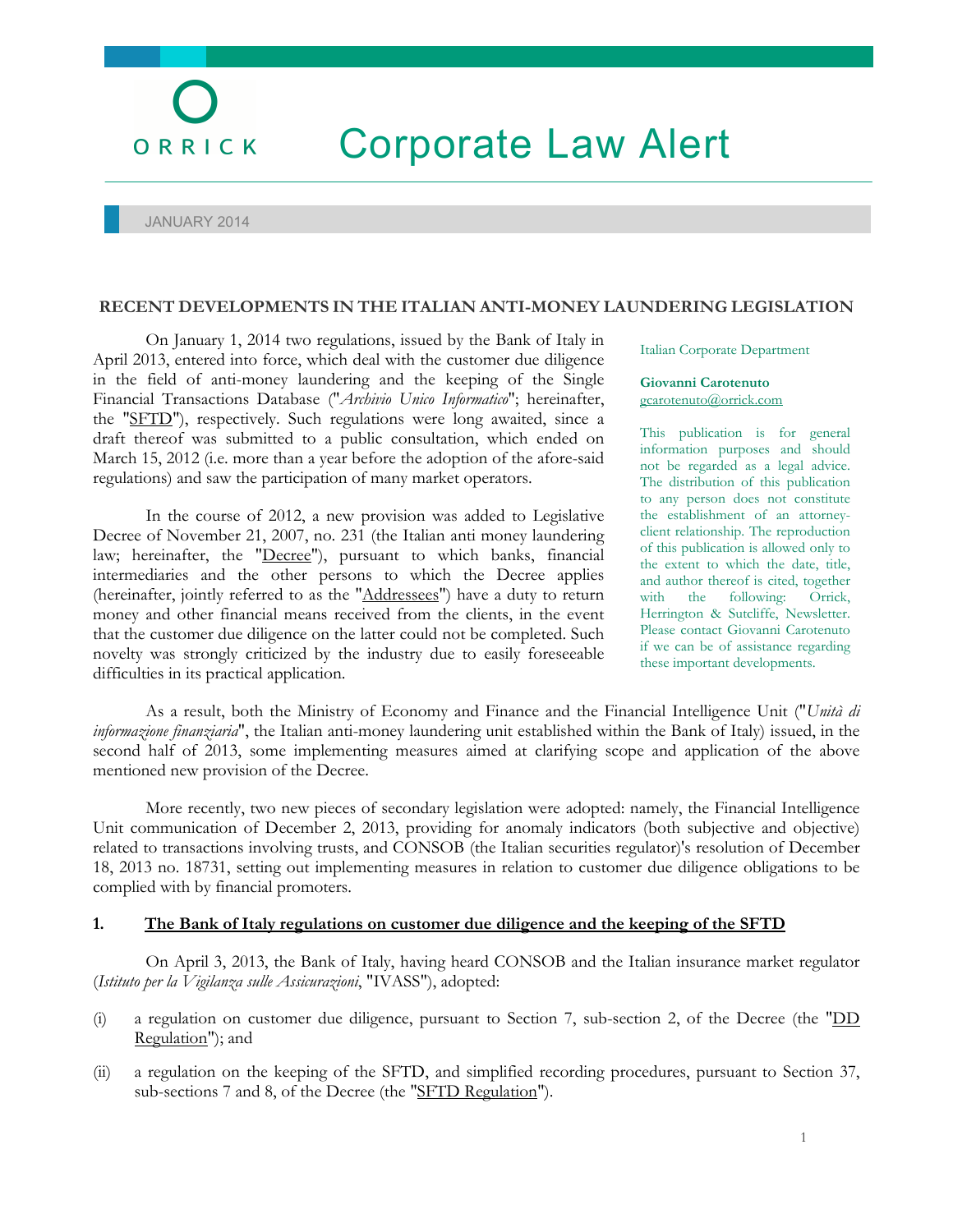# Corporate Law Alert

JANUARY 2014

## RECENT DEVELOPMENTS IN THE ITALIAN ANTI-MONEY LAUNDERING LEGISLATION

On January 1, 2014 two regulations, issued by the Bank of Italy in April 2013, entered into force, which deal with the customer due diligence in the field of anti-money laundering and the keeping of the Single Financial Transactions Database ("*Archivio Unico Informatico*"; hereinafter, the "SFTD"), respectively. Such regulations were long awaited, since a draft thereof was submitted to a public consultation, which ended on March 15, 2012 (i.e. more than a year before the adoption of the afore-said regulations) and saw the participation of many market operators.

In the course of 2012, a new provision was added to Legislative Decree of November 21, 2007, no. 231 (the Italian anti money laundering law; hereinafter, the "Decree"), pursuant to which banks, financial intermediaries and the other persons to which the Decree applies (hereinafter, jointly referred to as the "Addressees") have a duty to return money and other financial means received from the clients, in the event that the customer due diligence on the latter could not be completed. Such novelty was strongly criticized by the industry due to easily foreseeable difficulties in its practical application.

Italian Corporate Department

**Giovanni Carotenuto**
gcarotenuto@orrick.com

This publication is for general information purposes and should not be regarded as a legal advice. The distribution of this publication to any person does not constitute the establishment of an attorney-client relationship. The reproduction of this publication is allowed only to the extent to which the date, title, and author thereof is cited, together with the following: Orrick, Herrington & Sutcliffe, Newsletter. Please contact Giovanni Carotenuto if we can be of assistance regarding these important developments.

As a result, both the Ministry of Economy and Finance and the Financial Intelligence Unit ("*Unità di informazione finanziaria*", the Italian anti-money laundering unit established within the Bank of Italy) issued, in the second half of 2013, some implementing measures aimed at clarifying scope and application of the above mentioned new provision of the Decree.

More recently, two new pieces of secondary legislation were adopted: namely, the Financial Intelligence Unit communication of December 2, 2013, providing for anomaly indicators (both subjective and objective) related to transactions involving trusts, and CONSOB (the Italian securities regulator)'s resolution of December 18, 2013 no. 18731, setting out implementing measures in relation to customer due diligence obligations to be complied with by financial promoters.

### 1. The Bank of Italy regulations on customer due diligence and the keeping of the SFTD

On April 3, 2013, the Bank of Italy, having heard CONSOB and the Italian insurance market regulator (*Istituto per la Vigilanza sulle Assicurazioni*, "IVASS"), adopted:

(i) a regulation on customer due diligence, pursuant to Section 7, sub-section 2, of the Decree (the "DD Regulation"); and

(ii) a regulation on the keeping of the SFTD, and simplified recording procedures, pursuant to Section 37, sub-sections 7 and 8, of the Decree (the "SFTD Regulation").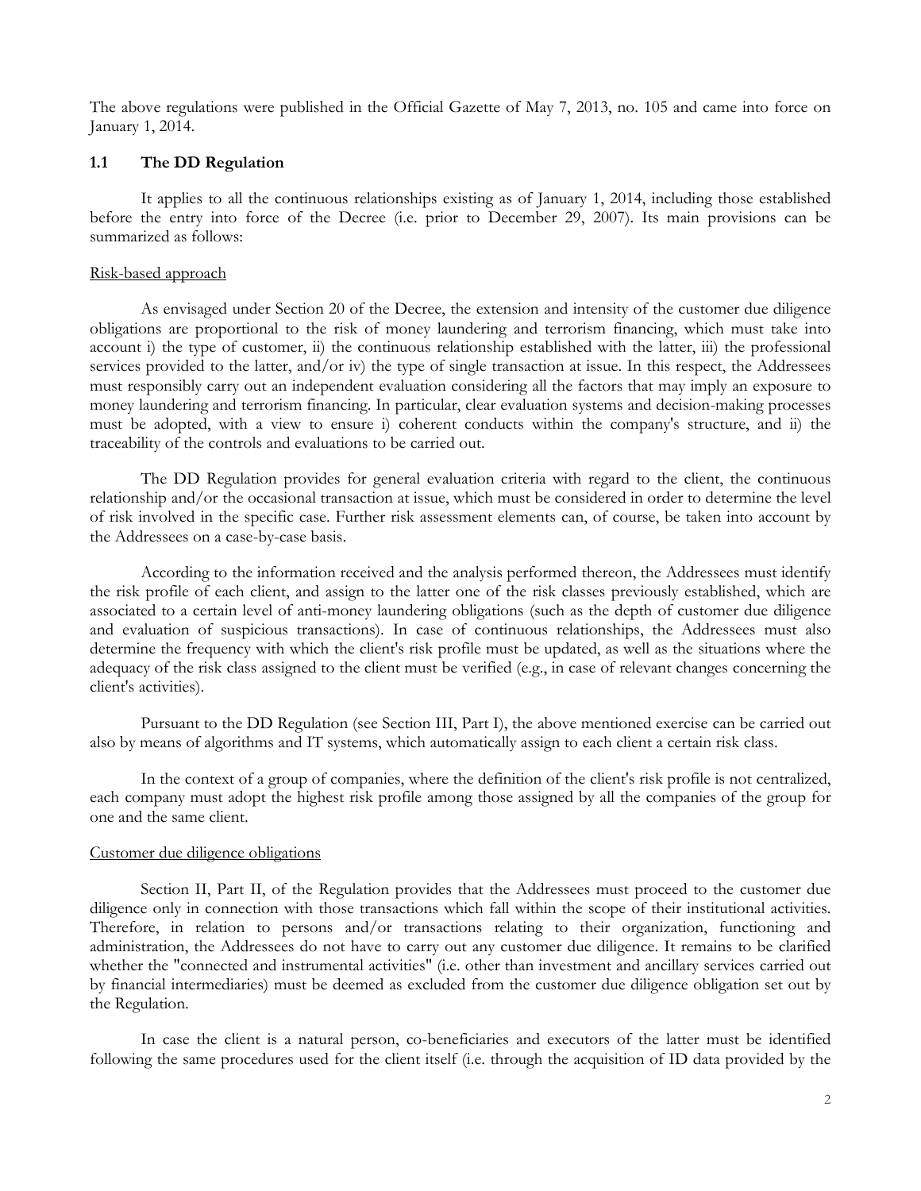The above regulations were published in the Official Gazette of May 7, 2013, no. 105 and came into force on January 1, 2014.

### 1.1 The DD Regulation

It applies to all the continuous relationships existing as of January 1, 2014, including those established before the entry into force of the Decree (i.e. prior to December 29, 2007). Its main provisions can be summarized as follows:

<u>Risk-based approach</u>

As envisaged under Section 20 of the Decree, the extension and intensity of the customer due diligence obligations are proportional to the risk of money laundering and terrorism financing, which must take into account i) the type of customer, ii) the continuous relationship established with the latter, iii) the professional services provided to the latter, and/or iv) the type of single transaction at issue. In this respect, the Addressees must responsibly carry out an independent evaluation considering all the factors that may imply an exposure to money laundering and terrorism financing. In particular, clear evaluation systems and decision-making processes must be adopted, with a view to ensure i) coherent conducts within the company's structure, and ii) the traceability of the controls and evaluations to be carried out.

The DD Regulation provides for general evaluation criteria with regard to the client, the continuous relationship and/or the occasional transaction at issue, which must be considered in order to determine the level of risk involved in the specific case. Further risk assessment elements can, of course, be taken into account by the Addressees on a case-by-case basis.

According to the information received and the analysis performed thereon, the Addressees must identify the risk profile of each client, and assign to the latter one of the risk classes previously established, which are associated to a certain level of anti-money laundering obligations (such as the depth of customer due diligence and evaluation of suspicious transactions). In case of continuous relationships, the Addressees must also determine the frequency with which the client's risk profile must be updated, as well as the situations where the adequacy of the risk class assigned to the client must be verified (e.g., in case of relevant changes concerning the client's activities).

Pursuant to the DD Regulation (see Section III, Part I), the above mentioned exercise can be carried out also by means of algorithms and IT systems, which automatically assign to each client a certain risk class.

In the context of a group of companies, where the definition of the client's risk profile is not centralized, each company must adopt the highest risk profile among those assigned by all the companies of the group for one and the same client.

<u>Customer due diligence obligations</u>

Section II, Part II, of the Regulation provides that the Addressees must proceed to the customer due diligence only in connection with those transactions which fall within the scope of their institutional activities. Therefore, in relation to persons and/or transactions relating to their organization, functioning and administration, the Addressees do not have to carry out any customer due diligence. It remains to be clarified whether the "connected and instrumental activities" (i.e. other than investment and ancillary services carried out by financial intermediaries) must be deemed as excluded from the customer due diligence obligation set out by the Regulation.

In case the client is a natural person, co-beneficiaries and executors of the latter must be identified following the same procedures used for the client itself (i.e. through the acquisition of ID data provided by the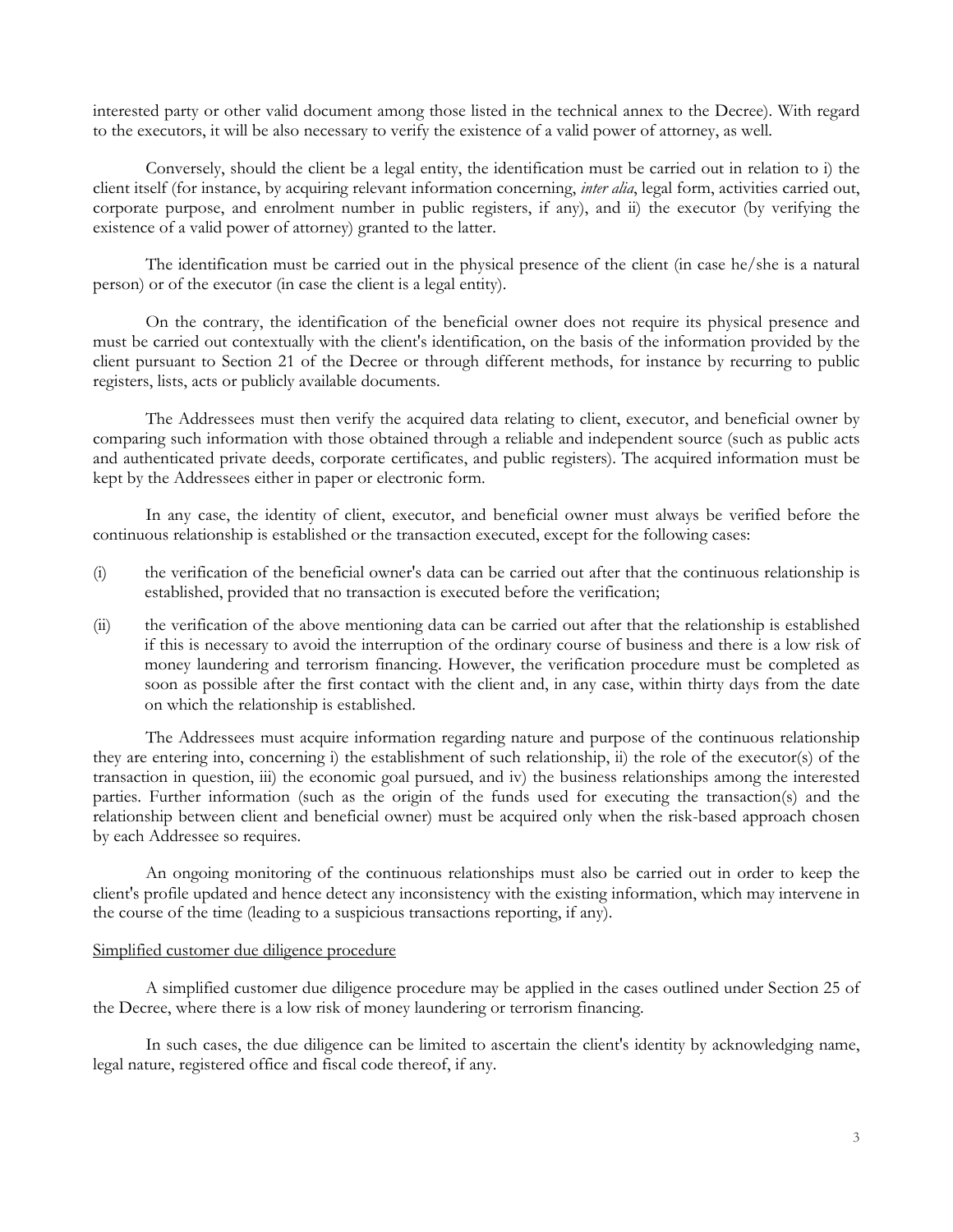interested party or other valid document among those listed in the technical annex to the Decree). With regard to the executors, it will be also necessary to verify the existence of a valid power of attorney, as well.

Conversely, should the client be a legal entity, the identification must be carried out in relation to i) the client itself (for instance, by acquiring relevant information concerning, *inter alia*, legal form, activities carried out, corporate purpose, and enrolment number in public registers, if any), and ii) the executor (by verifying the existence of a valid power of attorney) granted to the latter.

The identification must be carried out in the physical presence of the client (in case he/she is a natural person) or of the executor (in case the client is a legal entity).

On the contrary, the identification of the beneficial owner does not require its physical presence and must be carried out contextually with the client's identification, on the basis of the information provided by the client pursuant to Section 21 of the Decree or through different methods, for instance by recurring to public registers, lists, acts or publicly available documents.

The Addressees must then verify the acquired data relating to client, executor, and beneficial owner by comparing such information with those obtained through a reliable and independent source (such as public acts and authenticated private deeds, corporate certificates, and public registers). The acquired information must be kept by the Addressees either in paper or electronic form.

In any case, the identity of client, executor, and beneficial owner must always be verified before the continuous relationship is established or the transaction executed, except for the following cases:

(i) the verification of the beneficial owner's data can be carried out after that the continuous relationship is established, provided that no transaction is executed before the verification;

(ii) the verification of the above mentioning data can be carried out after that the relationship is established if this is necessary to avoid the interruption of the ordinary course of business and there is a low risk of money laundering and terrorism financing. However, the verification procedure must be completed as soon as possible after the first contact with the client and, in any case, within thirty days from the date on which the relationship is established.

The Addressees must acquire information regarding nature and purpose of the continuous relationship they are entering into, concerning i) the establishment of such relationship, ii) the role of the executor(s) of the transaction in question, iii) the economic goal pursued, and iv) the business relationships among the interested parties. Further information (such as the origin of the funds used for executing the transaction(s) and the relationship between client and beneficial owner) must be acquired only when the risk-based approach chosen by each Addressee so requires.

An ongoing monitoring of the continuous relationships must also be carried out in order to keep the client's profile updated and hence detect any inconsistency with the existing information, which may intervene in the course of the time (leading to a suspicious transactions reporting, if any).

<u>Simplified customer due diligence procedure</u>

A simplified customer due diligence procedure may be applied in the cases outlined under Section 25 of the Decree, where there is a low risk of money laundering or terrorism financing.

In such cases, the due diligence can be limited to ascertain the client's identity by acknowledging name, legal nature, registered office and fiscal code thereof, if any.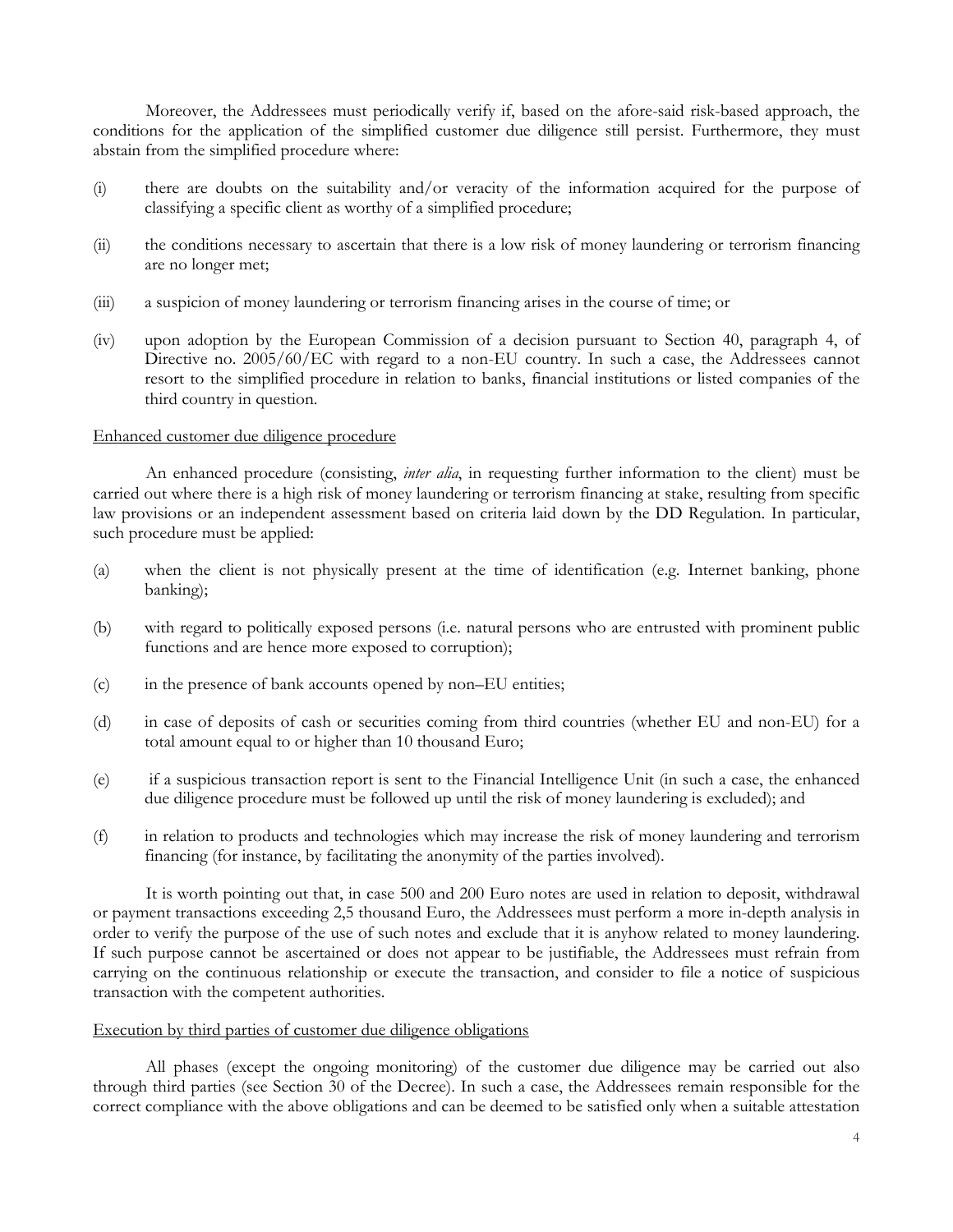Moreover, the Addressees must periodically verify if, based on the afore-said risk-based approach, the conditions for the application of the simplified customer due diligence still persist. Furthermore, they must abstain from the simplified procedure where:

(i) there are doubts on the suitability and/or veracity of the information acquired for the purpose of classifying a specific client as worthy of a simplified procedure;

(ii) the conditions necessary to ascertain that there is a low risk of money laundering or terrorism financing are no longer met;

(iii) a suspicion of money laundering or terrorism financing arises in the course of time; or

(iv) upon adoption by the European Commission of a decision pursuant to Section 40, paragraph 4, of Directive no. 2005/60/EC with regard to a non-EU country. In such a case, the Addressees cannot resort to the simplified procedure in relation to banks, financial institutions or listed companies of the third country in question.

Enhanced customer due diligence procedure

An enhanced procedure (consisting, *inter alia*, in requesting further information to the client) must be carried out where there is a high risk of money laundering or terrorism financing at stake, resulting from specific law provisions or an independent assessment based on criteria laid down by the DD Regulation. In particular, such procedure must be applied:

(a) when the client is not physically present at the time of identification (e.g. Internet banking, phone banking);

(b) with regard to politically exposed persons (i.e. natural persons who are entrusted with prominent public functions and are hence more exposed to corruption);

(c) in the presence of bank accounts opened by non–EU entities;

(d) in case of deposits of cash or securities coming from third countries (whether EU and non-EU) for a total amount equal to or higher than 10 thousand Euro;

(e) if a suspicious transaction report is sent to the Financial Intelligence Unit (in such a case, the enhanced due diligence procedure must be followed up until the risk of money laundering is excluded); and

(f) in relation to products and technologies which may increase the risk of money laundering and terrorism financing (for instance, by facilitating the anonymity of the parties involved).

It is worth pointing out that, in case 500 and 200 Euro notes are used in relation to deposit, withdrawal or payment transactions exceeding 2,5 thousand Euro, the Addressees must perform a more in-depth analysis in order to verify the purpose of the use of such notes and exclude that it is anyhow related to money laundering. If such purpose cannot be ascertained or does not appear to be justifiable, the Addressees must refrain from carrying on the continuous relationship or execute the transaction, and consider to file a notice of suspicious transaction with the competent authorities.

Execution by third parties of customer due diligence obligations

All phases (except the ongoing monitoring) of the customer due diligence may be carried out also through third parties (see Section 30 of the Decree). In such a case, the Addressees remain responsible for the correct compliance with the above obligations and can be deemed to be satisfied only when a suitable attestation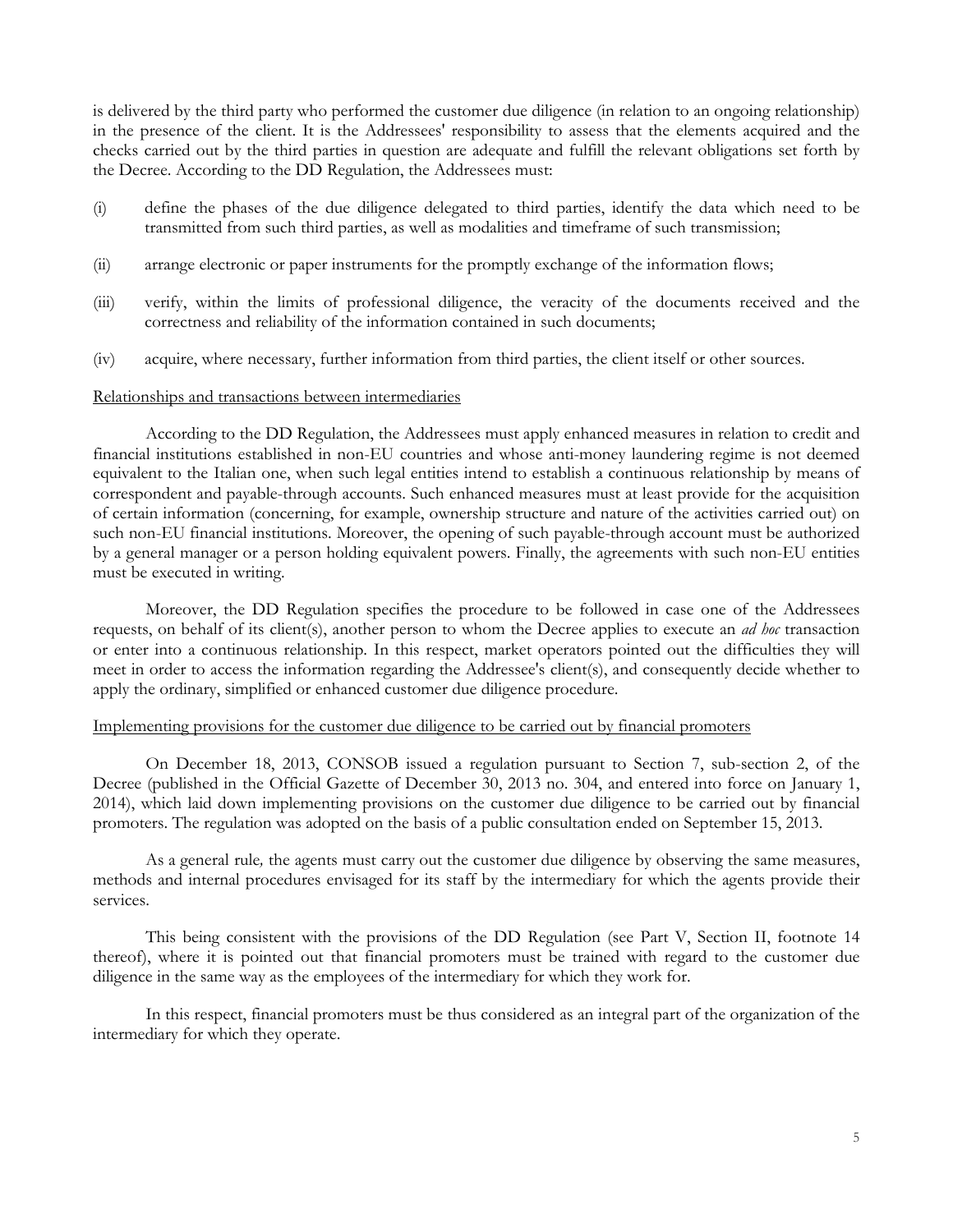is delivered by the third party who performed the customer due diligence (in relation to an ongoing relationship) in the presence of the client. It is the Addressees' responsibility to assess that the elements acquired and the checks carried out by the third parties in question are adequate and fulfill the relevant obligations set forth by the Decree. According to the DD Regulation, the Addressees must:

(i) define the phases of the due diligence delegated to third parties, identify the data which need to be transmitted from such third parties, as well as modalities and timeframe of such transmission;

(ii) arrange electronic or paper instruments for the promptly exchange of the information flows;

(iii) verify, within the limits of professional diligence, the veracity of the documents received and the correctness and reliability of the information contained in such documents;

(iv) acquire, where necessary, further information from third parties, the client itself or other sources.

<u>Relationships and transactions between intermediaries</u>

According to the DD Regulation, the Addressees must apply enhanced measures in relation to credit and financial institutions established in non-EU countries and whose anti-money laundering regime is not deemed equivalent to the Italian one, when such legal entities intend to establish a continuous relationship by means of correspondent and payable-through accounts. Such enhanced measures must at least provide for the acquisition of certain information (concerning, for example, ownership structure and nature of the activities carried out) on such non-EU financial institutions. Moreover, the opening of such payable-through account must be authorized by a general manager or a person holding equivalent powers. Finally, the agreements with such non-EU entities must be executed in writing.

Moreover, the DD Regulation specifies the procedure to be followed in case one of the Addressees requests, on behalf of its client(s), another person to whom the Decree applies to execute an *ad hoc* transaction or enter into a continuous relationship. In this respect, market operators pointed out the difficulties they will meet in order to access the information regarding the Addressee's client(s), and consequently decide whether to apply the ordinary, simplified or enhanced customer due diligence procedure.

<u>Implementing provisions for the customer due diligence to be carried out by financial promoters</u>

On December 18, 2013, CONSOB issued a regulation pursuant to Section 7, sub-section 2, of the Decree (published in the Official Gazette of December 30, 2013 no. 304, and entered into force on January 1, 2014), which laid down implementing provisions on the customer due diligence to be carried out by financial promoters. The regulation was adopted on the basis of a public consultation ended on September 15, 2013.

As a general rule*,* the agents must carry out the customer due diligence by observing the same measures, methods and internal procedures envisaged for its staff by the intermediary for which the agents provide their services.

This being consistent with the provisions of the DD Regulation (see Part V, Section II, footnote 14 thereof), where it is pointed out that financial promoters must be trained with regard to the customer due diligence in the same way as the employees of the intermediary for which they work for.

In this respect, financial promoters must be thus considered as an integral part of the organization of the intermediary for which they operate.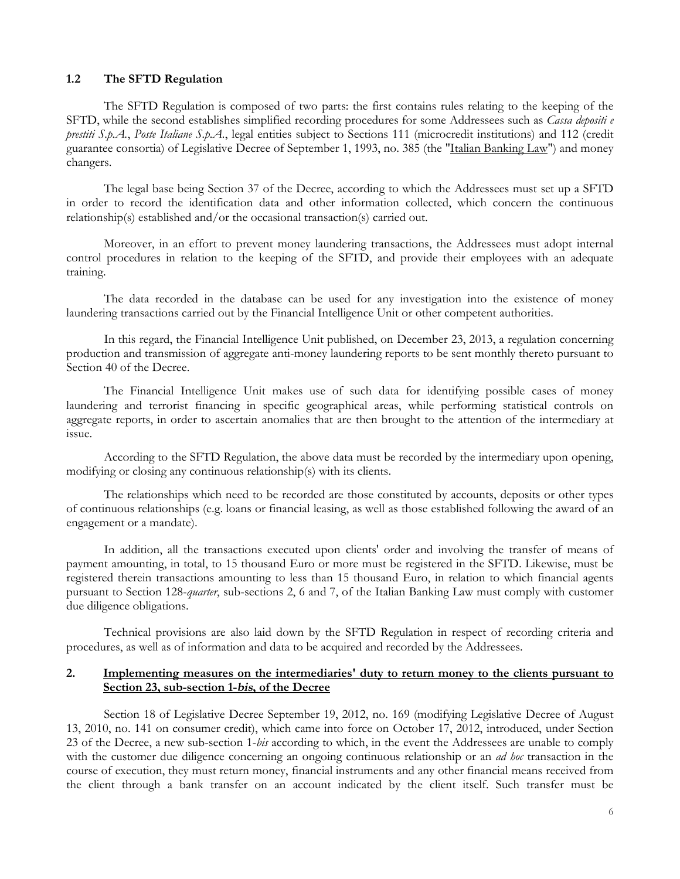### 1.2 The SFTD Regulation

The SFTD Regulation is composed of two parts: the first contains rules relating to the keeping of the SFTD, while the second establishes simplified recording procedures for some Addressees such as *Cassa depositi e prestiti S.p.A.*, *Poste Italiane S.p.A.*, legal entities subject to Sections 111 (microcredit institutions) and 112 (credit guarantee consortia) of Legislative Decree of September 1, 1993, no. 385 (the "Italian Banking Law") and money changers.

The legal base being Section 37 of the Decree, according to which the Addressees must set up a SFTD in order to record the identification data and other information collected, which concern the continuous relationship(s) established and/or the occasional transaction(s) carried out.

Moreover, in an effort to prevent money laundering transactions, the Addressees must adopt internal control procedures in relation to the keeping of the SFTD, and provide their employees with an adequate training.

The data recorded in the database can be used for any investigation into the existence of money laundering transactions carried out by the Financial Intelligence Unit or other competent authorities.

In this regard, the Financial Intelligence Unit published, on December 23, 2013, a regulation concerning production and transmission of aggregate anti-money laundering reports to be sent monthly thereto pursuant to Section 40 of the Decree.

The Financial Intelligence Unit makes use of such data for identifying possible cases of money laundering and terrorist financing in specific geographical areas, while performing statistical controls on aggregate reports, in order to ascertain anomalies that are then brought to the attention of the intermediary at issue.

According to the SFTD Regulation, the above data must be recorded by the intermediary upon opening, modifying or closing any continuous relationship(s) with its clients.

The relationships which need to be recorded are those constituted by accounts, deposits or other types of continuous relationships (e.g. loans or financial leasing, as well as those established following the award of an engagement or a mandate).

In addition, all the transactions executed upon clients' order and involving the transfer of means of payment amounting, in total, to 15 thousand Euro or more must be registered in the SFTD. Likewise, must be registered therein transactions amounting to less than 15 thousand Euro, in relation to which financial agents pursuant to Section 128-*quarter*, sub-sections 2, 6 and 7, of the Italian Banking Law must comply with customer due diligence obligations.

Technical provisions are also laid down by the SFTD Regulation in respect of recording criteria and procedures, as well as of information and data to be acquired and recorded by the Addressees.

## 2. Implementing measures on the intermediaries' duty to return money to the clients pursuant to Section 23, sub-section 1-*bis*, of the Decree

Section 18 of Legislative Decree September 19, 2012, no. 169 (modifying Legislative Decree of August 13, 2010, no. 141 on consumer credit), which came into force on October 17, 2012, introduced, under Section 23 of the Decree, a new sub-section 1-*bis* according to which, in the event the Addressees are unable to comply with the customer due diligence concerning an ongoing continuous relationship or an *ad hoc* transaction in the course of execution, they must return money, financial instruments and any other financial means received from the client through a bank transfer on an account indicated by the client itself. Such transfer must be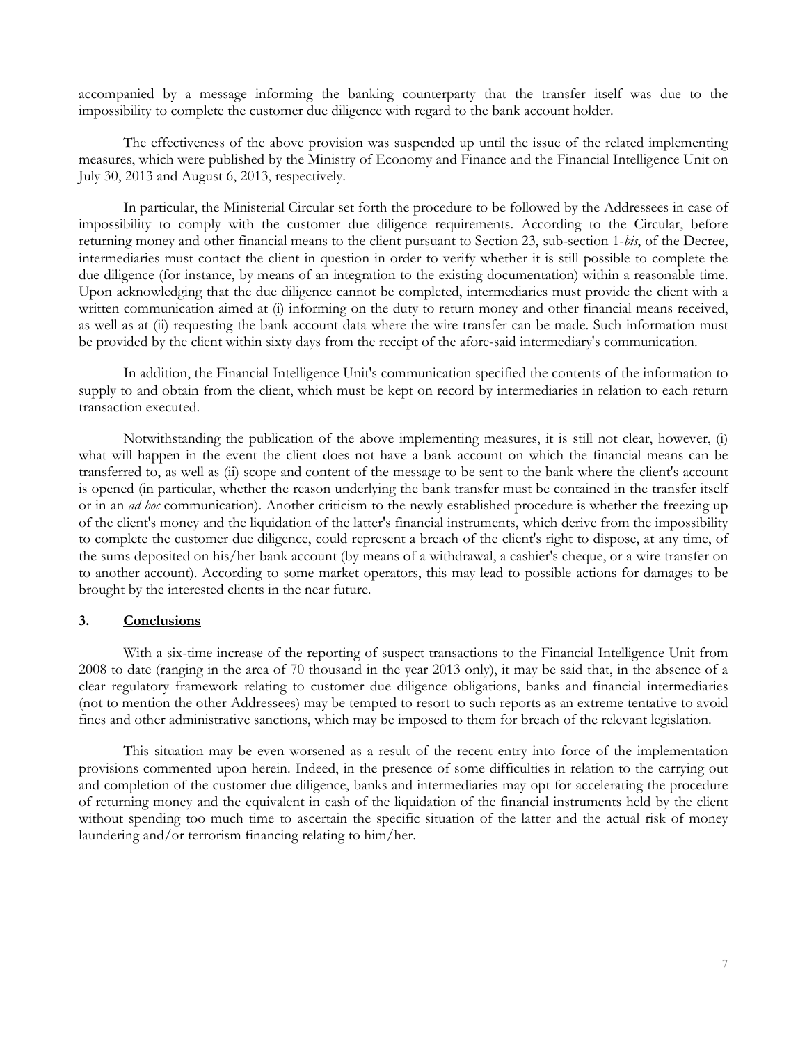accompanied by a message informing the banking counterparty that the transfer itself was due to the impossibility to complete the customer due diligence with regard to the bank account holder.

The effectiveness of the above provision was suspended up until the issue of the related implementing measures, which were published by the Ministry of Economy and Finance and the Financial Intelligence Unit on July 30, 2013 and August 6, 2013, respectively.

In particular, the Ministerial Circular set forth the procedure to be followed by the Addressees in case of impossibility to comply with the customer due diligence requirements. According to the Circular, before returning money and other financial means to the client pursuant to Section 23, sub-section 1-*bis*, of the Decree, intermediaries must contact the client in question in order to verify whether it is still possible to complete the due diligence (for instance, by means of an integration to the existing documentation) within a reasonable time. Upon acknowledging that the due diligence cannot be completed, intermediaries must provide the client with a written communication aimed at (i) informing on the duty to return money and other financial means received, as well as at (ii) requesting the bank account data where the wire transfer can be made. Such information must be provided by the client within sixty days from the receipt of the afore-said intermediary's communication.

In addition, the Financial Intelligence Unit's communication specified the contents of the information to supply to and obtain from the client, which must be kept on record by intermediaries in relation to each return transaction executed.

Notwithstanding the publication of the above implementing measures, it is still not clear, however, (i) what will happen in the event the client does not have a bank account on which the financial means can be transferred to, as well as (ii) scope and content of the message to be sent to the bank where the client's account is opened (in particular, whether the reason underlying the bank transfer must be contained in the transfer itself or in an *ad hoc* communication). Another criticism to the newly established procedure is whether the freezing up of the client's money and the liquidation of the latter's financial instruments, which derive from the impossibility to complete the customer due diligence, could represent a breach of the client's right to dispose, at any time, of the sums deposited on his/her bank account (by means of a withdrawal, a cashier's cheque, or a wire transfer on to another account). According to some market operators, this may lead to possible actions for damages to be brought by the interested clients in the near future.

## 3. <u>Conclusions</u>

With a six-time increase of the reporting of suspect transactions to the Financial Intelligence Unit from 2008 to date (ranging in the area of 70 thousand in the year 2013 only), it may be said that, in the absence of a clear regulatory framework relating to customer due diligence obligations, banks and financial intermediaries (not to mention the other Addressees) may be tempted to resort to such reports as an extreme tentative to avoid fines and other administrative sanctions, which may be imposed to them for breach of the relevant legislation.

This situation may be even worsened as a result of the recent entry into force of the implementation provisions commented upon herein. Indeed, in the presence of some difficulties in relation to the carrying out and completion of the customer due diligence, banks and intermediaries may opt for accelerating the procedure of returning money and the equivalent in cash of the liquidation of the financial instruments held by the client without spending too much time to ascertain the specific situation of the latter and the actual risk of money laundering and/or terrorism financing relating to him/her.